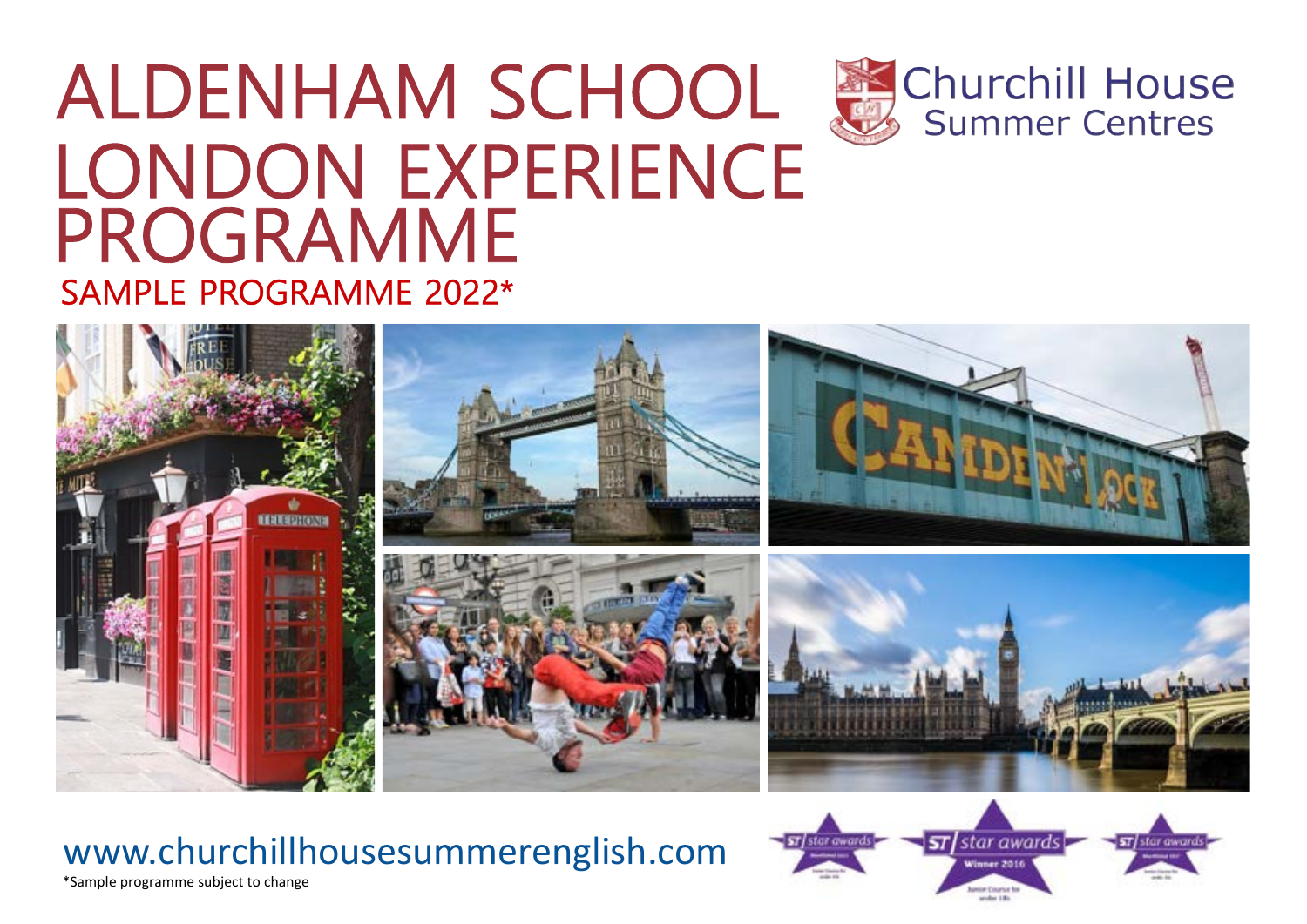# ALDENHAM SCHOOL LONDON EXPERIENCE PROGRAMME

## SAMPLE PROGRAMME 2022*

Churchill House Summer Centres

www.churchillhousesummerenglish.com

*Sample programme subject to change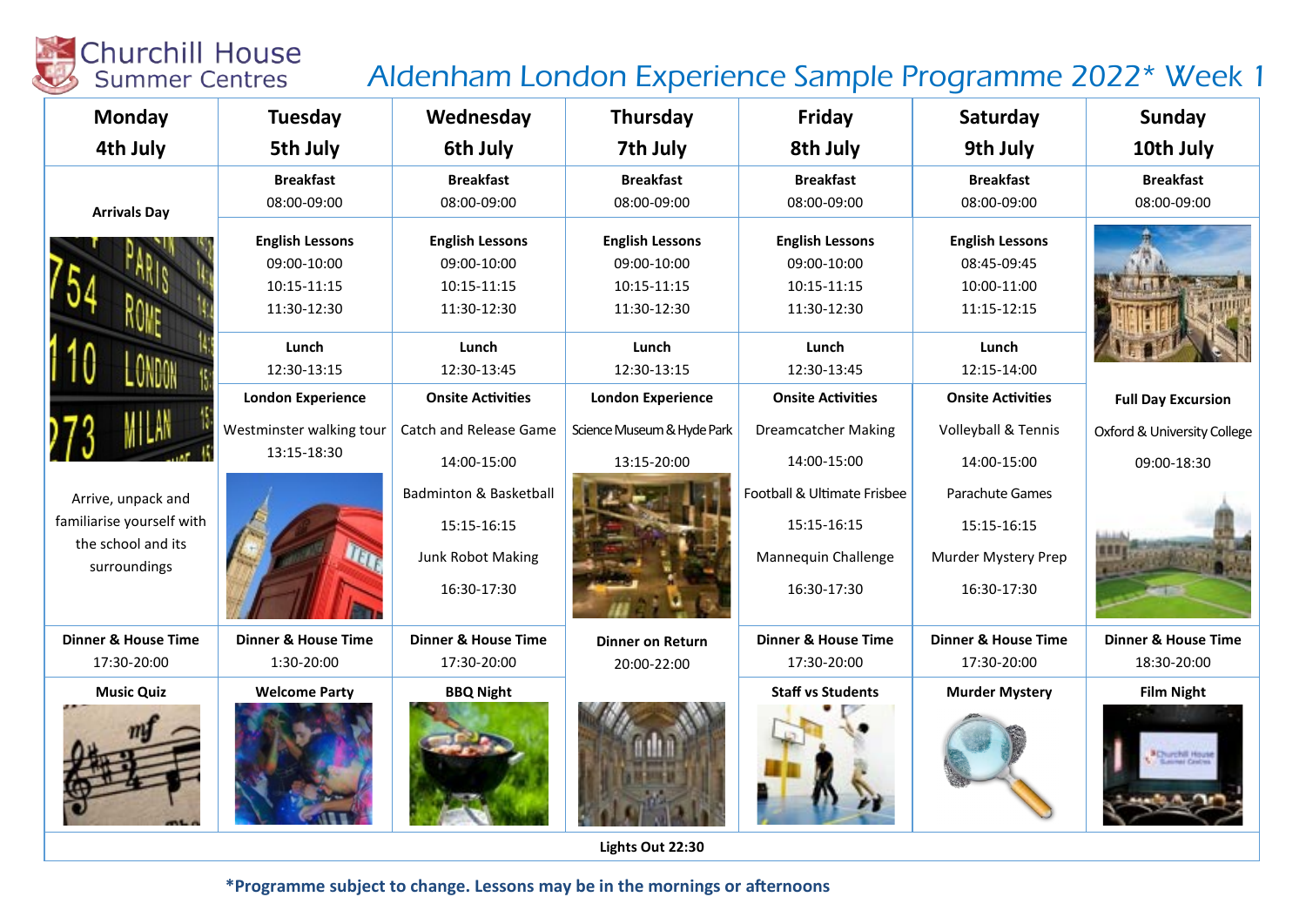Churchill House
Summer Centres

# Aldenham London Experience Sample Programme 2022* Week 1

| Monday 4th July | Tuesday 5th July | Wednesday 6th July | Thursday 7th July | Friday 8th July | Saturday 9th July | Sunday 10th July |
|---|---|---|---|---|---|---|
| **Arrivals Day** | **Breakfast** 08:00-09:00 | **Breakfast** 08:00-09:00 | **Breakfast** 08:00-09:00 | **Breakfast** 08:00-09:00 | **Breakfast** 08:00-09:00 | **Breakfast** 08:00-09:00 |
| | **English Lessons** 09:00-10:00 10:15-11:15 11:30-12:30 | **English Lessons** 09:00-10:00 10:15-11:15 11:30-12:30 | **English Lessons** 09:00-10:00 10:15-11:15 11:30-12:30 | **English Lessons** 09:00-10:00 10:15-11:15 11:30-12:30 | **English Lessons** 08:45-09:45 10:00-11:00 11:15-12:15 | |
| | **Lunch** 12:30-13:15 | **Lunch** 12:30-13:45 | **Lunch** 12:30-13:15 | **Lunch** 12:30-13:45 | **Lunch** 12:15-14:00 | |
| Arrive, unpack and familiarise yourself with the school and its surroundings | **London Experience** Westminster walking tour 13:15-18:30 | **Onsite Activities** Catch and Release Game 14:00-15:00 Badminton & Basketball 15:15-16:15 Junk Robot Making 16:30-17:30 | **London Experience** Science Museum & Hyde Park 13:15-20:00 | **Onsite Activities** Dreamcatcher Making 14:00-15:00 Football & Ultimate Frisbee 15:15-16:15 Mannequin Challenge 16:30-17:30 | **Onsite Activities** Volleyball & Tennis 14:00-15:00 Parachute Games 15:15-16:15 Murder Mystery Prep 16:30-17:30 | **Full Day Excursion** Oxford & University College 09:00-18:30 |
| **Dinner & House Time** 17:30-20:00 | **Dinner & House Time** 1:30-20:00 | **Dinner & House Time** 17:30-20:00 | **Dinner on Return** 20:00-22:00 | **Dinner & House Time** 17:30-20:00 | **Dinner & House Time** 17:30-20:00 | **Dinner & House Time** 18:30-20:00 |
| **Music Quiz** | **Welcome Party** | **BBQ Night** | | **Staff vs Students** | **Murder Mystery** | **Film Night** |
| **Lights Out 22:30** | | | | | | |

**\*Programme subject to change. Lessons may be in the mornings or afternoons**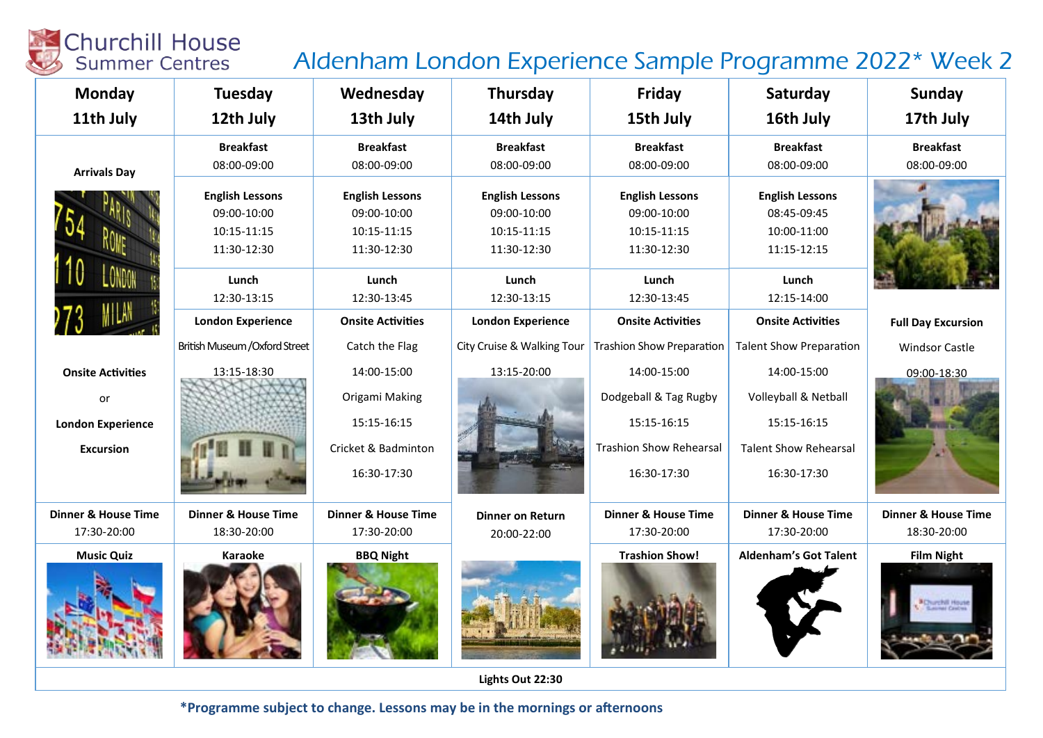Churchill House Summer Centres

# Aldenham London Experience Sample Programme 2022* Week 2

| Monday 11th July | Tuesday 12th July | Wednesday 13th July | Thursday 14th July | Friday 15th July | Saturday 16th July | Sunday 17th July |
|---|---|---|---|---|---|---|
| **Arrivals Day** | **Breakfast** 08:00-09:00 | **Breakfast** 08:00-09:00 | **Breakfast** 08:00-09:00 | **Breakfast** 08:00-09:00 | **Breakfast** 08:00-09:00 | **Breakfast** 08:00-09:00 |
| | **English Lessons** 09:00-10:00 10:15-11:15 11:30-12:30 | **English Lessons** 09:00-10:00 10:15-11:15 11:30-12:30 | **English Lessons** 09:00-10:00 10:15-11:15 11:30-12:30 | **English Lessons** 09:00-10:00 10:15-11:15 11:30-12:30 | **English Lessons** 08:45-09:45 10:00-11:00 11:15-12:15 | |
| | **Lunch** 12:30-13:15 | **Lunch** 12:30-13:45 | **Lunch** 12:30-13:15 | **Lunch** 12:30-13:45 | **Lunch** 12:15-14:00 | |
| **Onsite Activities** or **London Experience** **Excursion** | **London Experience** British Museum /Oxford Street 13:15-18:30 | **Onsite Activities** Catch the Flag 14:00-15:00 Origami Making 15:15-16:15 Cricket & Badminton 16:30-17:30 | **London Experience** City Cruise & Walking Tour 13:15-20:00 | **Onsite Activities** Trashion Show Preparation 14:00-15:00 Dodgeball & Tag Rugby 15:15-16:15 Trashion Show Rehearsal 16:30-17:30 | **Onsite Activities** Talent Show Preparation 14:00-15:00 Volleyball & Netball 15:15-16:15 Talent Show Rehearsal 16:30-17:30 | **Full Day Excursion** Windsor Castle 09:00-18:30 |
| **Dinner & House Time** 17:30-20:00 | **Dinner & House Time** 18:30-20:00 | **Dinner & House Time** 17:30-20:00 | **Dinner on Return** 20:00-22:00 | **Dinner & House Time** 17:30-20:00 | **Dinner & House Time** 17:30-20:00 | **Dinner & House Time** 18:30-20:00 |
| **Music Quiz** | **Karaoke** | **BBQ Night** | | **Trashion Show!** | **Aldenham's Got Talent** | **Film Night** |
| **Lights Out 22:30** | | | | | | |

***Programme subject to change. Lessons may be in the mornings or afternoons**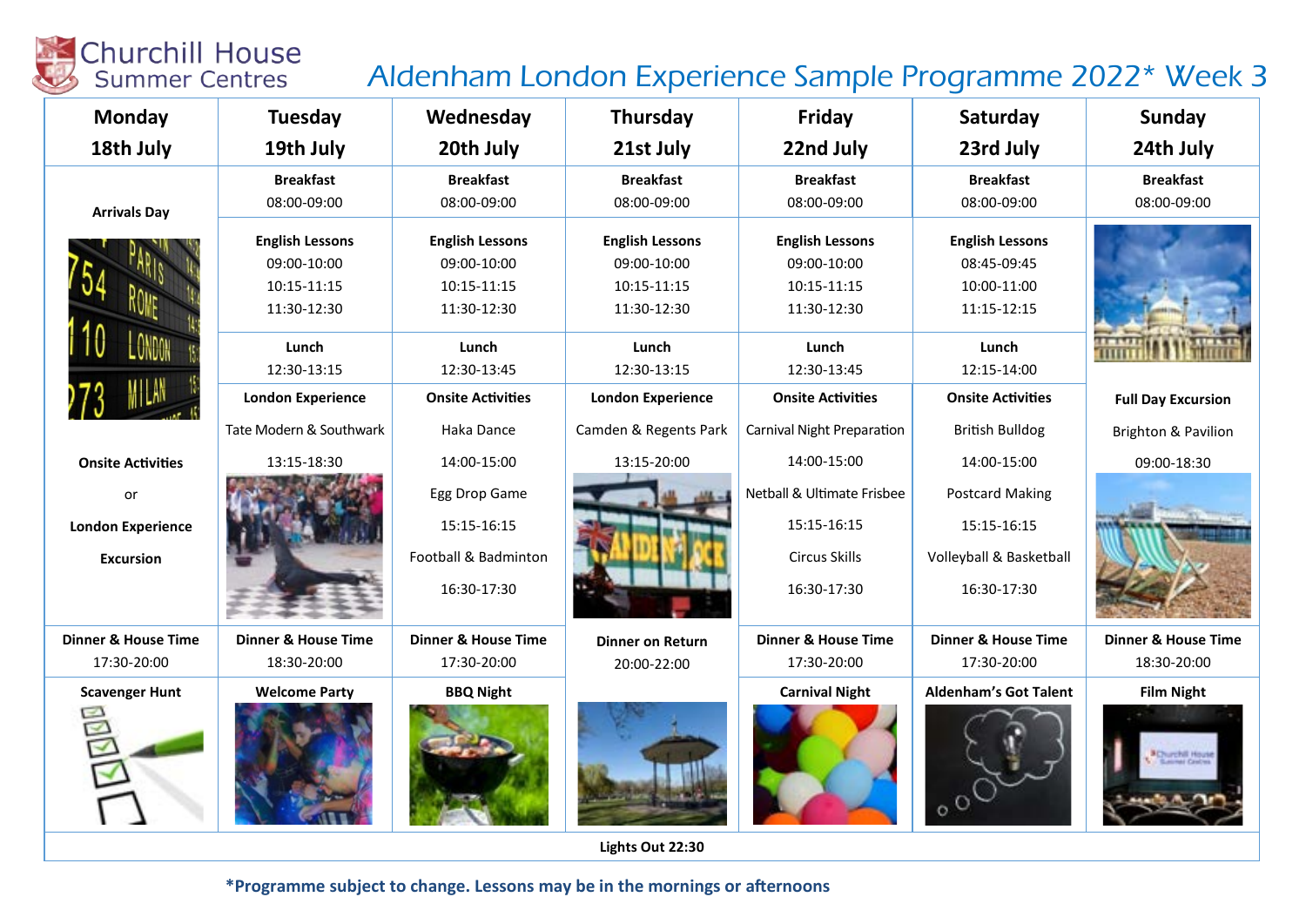Churchill House Summer Centres

# Aldenham London Experience Sample Programme 2022* Week 3

| Monday 18th July | Tuesday 19th July | Wednesday 20th July | Thursday 21st July | Friday 22nd July | Saturday 23rd July | Sunday 24th July |
|---|---|---|---|---|---|---|
| **Arrivals Day** | **Breakfast** 08:00-09:00 | **Breakfast** 08:00-09:00 | **Breakfast** 08:00-09:00 | **Breakfast** 08:00-09:00 | **Breakfast** 08:00-09:00 | **Breakfast** 08:00-09:00 |
| | **English Lessons** 09:00-10:00 10:15-11:15 11:30-12:30 | **English Lessons** 09:00-10:00 10:15-11:15 11:30-12:30 | **English Lessons** 09:00-10:00 10:15-11:15 11:30-12:30 | **English Lessons** 09:00-10:00 10:15-11:15 11:30-12:30 | **English Lessons** 08:45-09:45 10:00-11:00 11:15-12:15 | |
| | **Lunch** 12:30-13:15 | **Lunch** 12:30-13:45 | **Lunch** 12:30-13:15 | **Lunch** 12:30-13:45 | **Lunch** 12:15-14:00 | |
| **Onsite Activities** or **London Experience Excursion** | **London Experience** Tate Modern & Southwark 13:15-18:30 | **Onsite Activities** Haka Dance 14:00-15:00 Egg Drop Game 15:15-16:15 Football & Badminton 16:30-17:30 | **London Experience** Camden & Regents Park 13:15-20:00 | **Onsite Activities** Carnival Night Preparation 14:00-15:00 Netball & Ultimate Frisbee 15:15-16:15 Circus Skills 16:30-17:30 | **Onsite Activities** British Bulldog 14:00-15:00 Postcard Making 15:15-16:15 Volleyball & Basketball 16:30-17:30 | **Full Day Excursion** Brighton & Pavilion 09:00-18:30 |
| **Dinner & House Time** 17:30-20:00 | **Dinner & House Time** 18:30-20:00 | **Dinner & House Time** 17:30-20:00 | **Dinner on Return** 20:00-22:00 | **Dinner & House Time** 17:30-20:00 | **Dinner & House Time** 17:30-20:00 | **Dinner & House Time** 18:30-20:00 |
| **Scavenger Hunt** | **Welcome Party** | **BBQ Night** | | **Carnival Night** | **Aldenham's Got Talent** | **Film Night** |

**Lights Out 22:30**

***Programme subject to change. Lessons may be in the mornings or afternoons**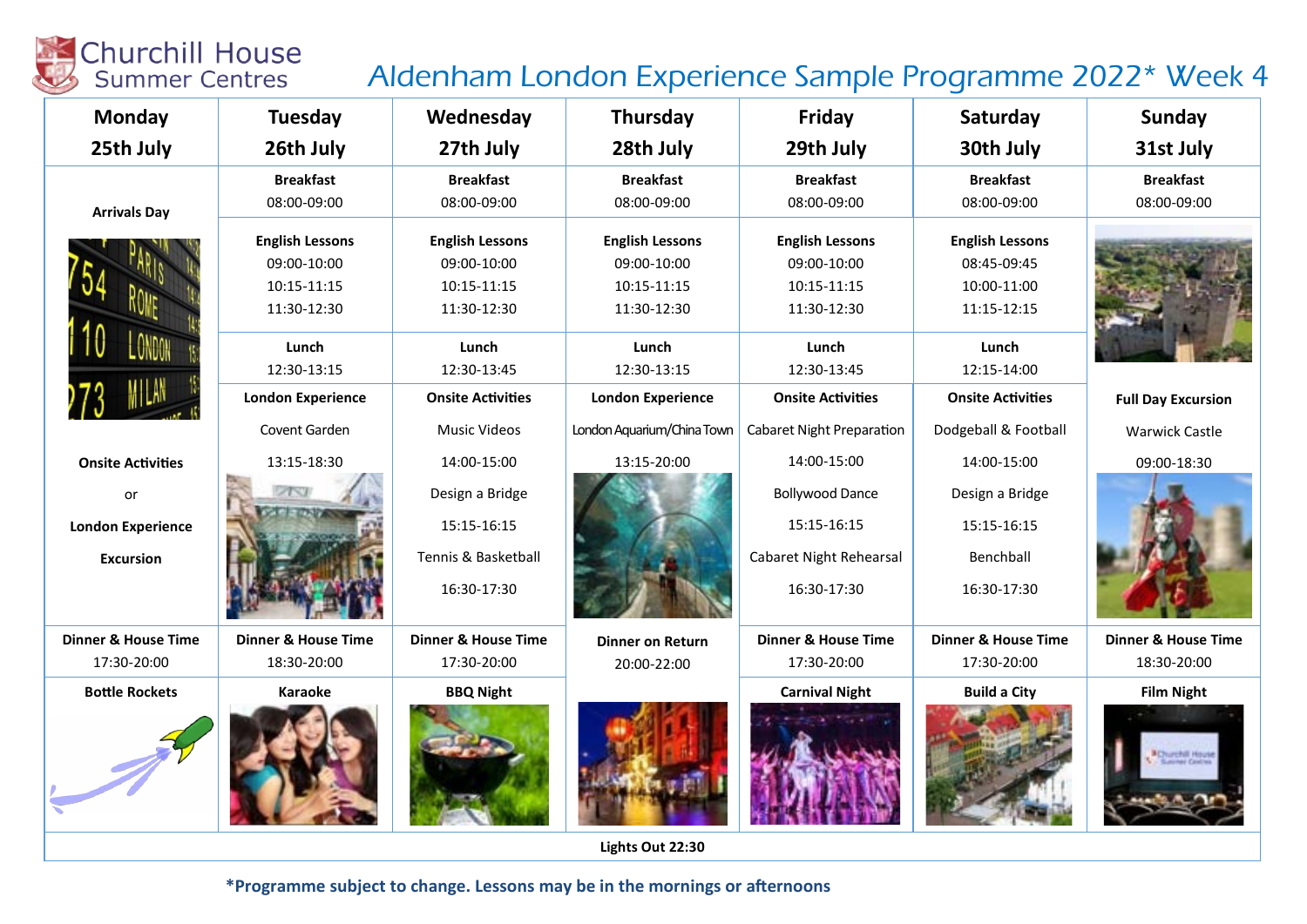# Churchill House Summer Centres

## Aldenham London Experience Sample Programme 2022* Week 4

| Monday 25th July | Tuesday 26th July | Wednesday 27th July | Thursday 28th July | Friday 29th July | Saturday 30th July | Sunday 31st July |
|---|---|---|---|---|---|---|
| **Arrivals Day** | **Breakfast** 08:00-09:00 | **Breakfast** 08:00-09:00 | **Breakfast** 08:00-09:00 | **Breakfast** 08:00-09:00 | **Breakfast** 08:00-09:00 | **Breakfast** 08:00-09:00 |
| | **English Lessons** 09:00-10:00 10:15-11:15 11:30-12:30 | **English Lessons** 09:00-10:00 10:15-11:15 11:30-12:30 | **English Lessons** 09:00-10:00 10:15-11:15 11:30-12:30 | **English Lessons** 09:00-10:00 10:15-11:15 11:30-12:30 | **English Lessons** 08:45-09:45 10:00-11:00 11:15-12:15 | |
| | **Lunch** 12:30-13:15 | **Lunch** 12:30-13:45 | **Lunch** 12:30-13:15 | **Lunch** 12:30-13:45 | **Lunch** 12:15-14:00 | |
| **Onsite Activities** or **London Experience Excursion** | **London Experience** Covent Garden 13:15-18:30 | **Onsite Activities** Music Videos 14:00-15:00 Design a Bridge 15:15-16:15 Tennis & Basketball 16:30-17:30 | **London Experience** London Aquarium/China Town 13:15-20:00 | **Onsite Activities** Cabaret Night Preparation 14:00-15:00 Bollywood Dance 15:15-16:15 Cabaret Night Rehearsal 16:30-17:30 | **Onsite Activities** Dodgeball & Football 14:00-15:00 Design a Bridge 15:15-16:15 Benchball 16:30-17:30 | **Full Day Excursion** Warwick Castle 09:00-18:30 |
| **Dinner & House Time** 17:30-20:00 | **Dinner & House Time** 18:30-20:00 | **Dinner & House Time** 17:30-20:00 | **Dinner on Return** 20:00-22:00 | **Dinner & House Time** 17:30-20:00 | **Dinner & House Time** 17:30-20:00 | **Dinner & House Time** 18:30-20:00 |
| **Bottle Rockets** | **Karaoke** | **BBQ Night** | | **Carnival Night** | **Build a City** | **Film Night** |
| **Lights Out 22:30** | | | | | | |

***Programme subject to change. Lessons may be in the mornings or afternoons**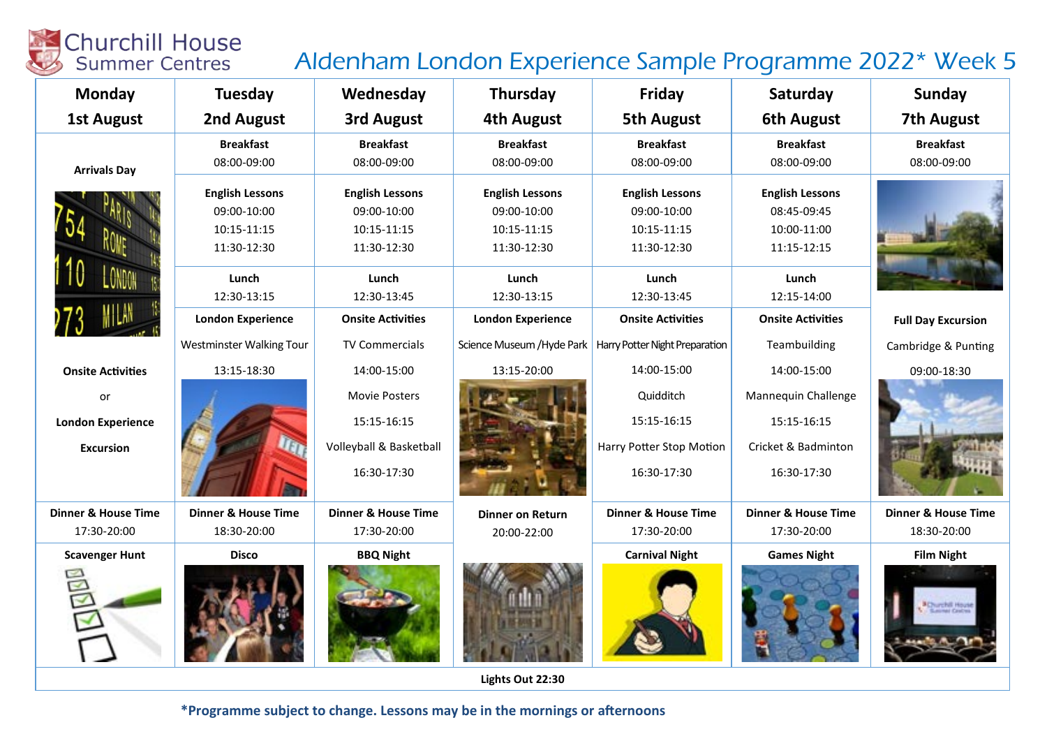Churchill House
Summer Centres

# Aldenham London Experience Sample Programme 2022* Week 5

| Monday 1st August | Tuesday 2nd August | Wednesday 3rd August | Thursday 4th August | Friday 5th August | Saturday 6th August | Sunday 7th August |
|---|---|---|---|---|---|---|
| **Arrivals Day** | **Breakfast** 08:00-09:00 | **Breakfast** 08:00-09:00 | **Breakfast** 08:00-09:00 | **Breakfast** 08:00-09:00 | **Breakfast** 08:00-09:00 | **Breakfast** 08:00-09:00 |
| | **English Lessons** 09:00-10:00 10:15-11:15 11:30-12:30 | **English Lessons** 09:00-10:00 10:15-11:15 11:30-12:30 | **English Lessons** 09:00-10:00 10:15-11:15 11:30-12:30 | **English Lessons** 09:00-10:00 10:15-11:15 11:30-12:30 | **English Lessons** 08:45-09:45 10:00-11:00 11:15-12:15 | |
| | **Lunch** 12:30-13:15 | **Lunch** 12:30-13:45 | **Lunch** 12:30-13:15 | **Lunch** 12:30-13:45 | **Lunch** 12:15-14:00 | |
| **Onsite Activities** or **London Experience Excursion** | **London Experience** Westminster Walking Tour 13:15-18:30 | **Onsite Activities** TV Commercials 14:00-15:00 Movie Posters 15:15-16:15 Volleyball & Basketball 16:30-17:30 | **London Experience** Science Museum /Hyde Park 13:15-20:00 | **Onsite Activities** Harry Potter Night Preparation 14:00-15:00 Quidditch 15:15-16:15 Harry Potter Stop Motion 16:30-17:30 | **Onsite Activities** Teambuilding 14:00-15:00 Mannequin Challenge 15:15-16:15 Cricket & Badminton 16:30-17:30 | **Full Day Excursion** Cambridge & Punting 09:00-18:30 |
| **Dinner & House Time** 17:30-20:00 | **Dinner & House Time** 18:30-20:00 | **Dinner & House Time** 17:30-20:00 | **Dinner on Return** 20:00-22:00 | **Dinner & House Time** 17:30-20:00 | **Dinner & House Time** 17:30-20:00 | **Dinner & House Time** 18:30-20:00 |
| **Scavenger Hunt** | **Disco** | **BBQ Night** | | **Carnival Night** | **Games Night** | **Film Night** |
| **Lights Out 22:30** | | | | | | |

**\*Programme subject to change. Lessons may be in the mornings or afternoons**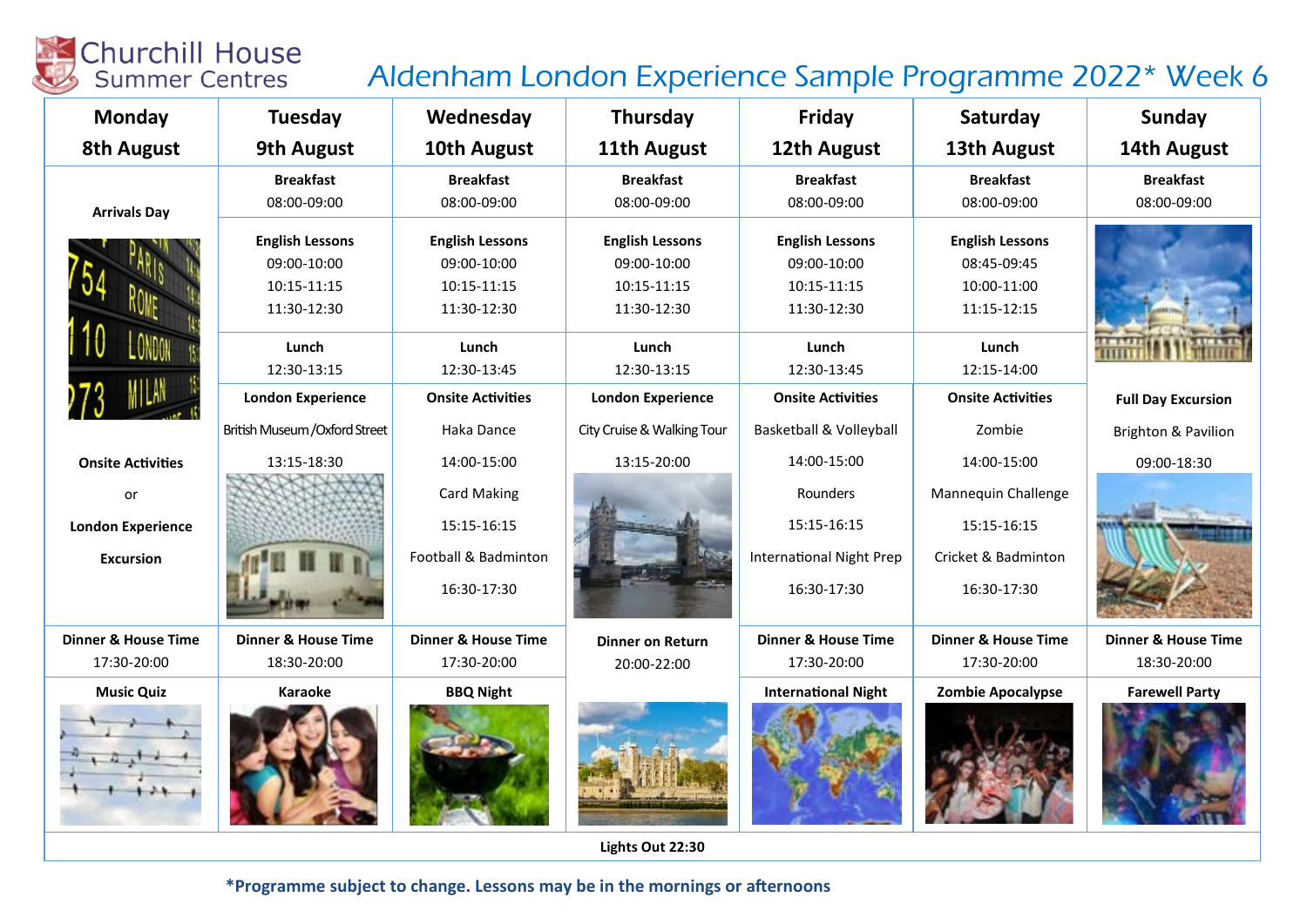# Churchill House Summer Centres

## Aldenham London Experience Sample Programme 2022* Week 6

| Monday 8th August | Tuesday 9th August | Wednesday 10th August | Thursday 11th August | Friday 12th August | Saturday 13th August | Sunday 14th August |
|---|---|---|---|---|---|---|
| **Arrivals Day** | **Breakfast** 08:00-09:00 | **Breakfast** 08:00-09:00 | **Breakfast** 08:00-09:00 | **Breakfast** 08:00-09:00 | **Breakfast** 08:00-09:00 | **Breakfast** 08:00-09:00 |
| | **English Lessons** 09:00-10:00 10:15-11:15 11:30-12:30 | **English Lessons** 09:00-10:00 10:15-11:15 11:30-12:30 | **English Lessons** 09:00-10:00 10:15-11:15 11:30-12:30 | **English Lessons** 09:00-10:00 10:15-11:15 11:30-12:30 | **English Lessons** 08:45-09:45 10:00-11:00 11:15-12:15 | |
| | **Lunch** 12:30-13:15 | **Lunch** 12:30-13:45 | **Lunch** 12:30-13:15 | **Lunch** 12:30-13:45 | **Lunch** 12:15-14:00 | |
| **Onsite Activities** or **London Experience Excursion** | **London Experience** British Museum /Oxford Street 13:15-18:30 | **Onsite Activities** Haka Dance 14:00-15:00 Card Making 15:15-16:15 Football & Badminton 16:30-17:30 | **London Experience** City Cruise & Walking Tour 13:15-20:00 | **Onsite Activities** Basketball & Volleyball 14:00-15:00 Rounders 15:15-16:15 International Night Prep 16:30-17:30 | **Onsite Activities** Zombie 14:00-15:00 Mannequin Challenge 15:15-16:15 Cricket & Badminton 16:30-17:30 | **Full Day Excursion** Brighton & Pavilion 09:00-18:30 |
| **Dinner & House Time** 17:30-20:00 | **Dinner & House Time** 18:30-20:00 | **Dinner & House Time** 17:30-20:00 | **Dinner on Return** 20:00-22:00 | **Dinner & House Time** 17:30-20:00 | **Dinner & House Time** 17:30-20:00 | **Dinner & House Time** 18:30-20:00 |
| **Music Quiz** | **Karaoke** | **BBQ Night** | | **International Night** | **Zombie Apocalypse** | **Farewell Party** |
| **Lights Out 22:30** | | | | | | |

**\*Programme subject to change. Lessons may be in the mornings or afternoons**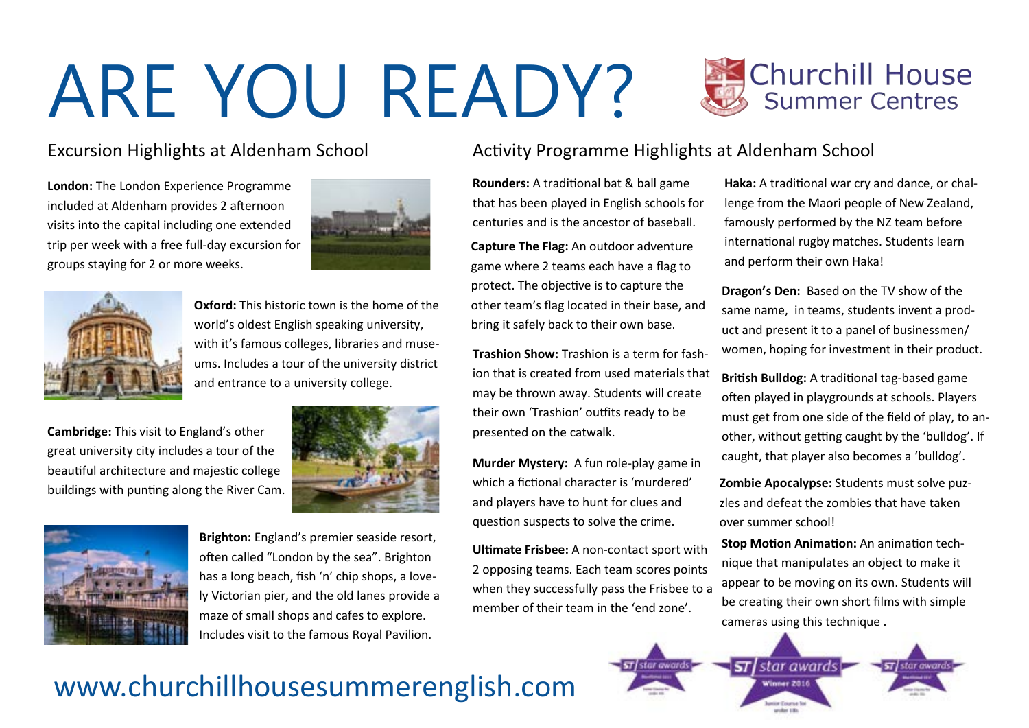# ARE YOU READY?

Churchill House
Summer Centres

## Excursion Highlights at Aldenham School

**London:** The London Experience Programme included at Aldenham provides 2 afternoon visits into the capital including one extended trip per week with a free full-day excursion for groups staying for 2 or more weeks.

**Oxford:** This historic town is the home of the world's oldest English speaking university, with it's famous colleges, libraries and museums. Includes a tour of the university district and entrance to a university college.

**Cambridge:** This visit to England's other great university city includes a tour of the beautiful architecture and majestic college buildings with punting along the River Cam.

**Brighton:** England's premier seaside resort, often called "London by the sea". Brighton has a long beach, fish 'n' chip shops, a lovely Victorian pier, and the old lanes provide a maze of small shops and cafes to explore. Includes visit to the famous Royal Pavilion.

## Activity Programme Highlights at Aldenham School

**Rounders:** A traditional bat & ball game that has been played in English schools for centuries and is the ancestor of baseball.

**Capture The Flag:** An outdoor adventure game where 2 teams each have a flag to protect. The objective is to capture the other team's flag located in their base, and bring it safely back to their own base.

**Trashion Show:** Trashion is a term for fashion that is created from used materials that may be thrown away. Students will create their own 'Trashion' outfits ready to be presented on the catwalk.

**Murder Mystery:** A fun role-play game in which a fictional character is 'murdered' and players have to hunt for clues and question suspects to solve the crime.

**Ultimate Frisbee:** A non-contact sport with 2 opposing teams. Each team scores points when they successfully pass the Frisbee to a member of their team in the 'end zone'.

**Haka:** A traditional war cry and dance, or challenge from the Maori people of New Zealand, famously performed by the NZ team before international rugby matches. Students learn and perform their own Haka!

**Dragon's Den:** Based on the TV show of the same name, in teams, students invent a product and present it to a panel of businessmen/women, hoping for investment in their product.

**British Bulldog:** A traditional tag-based game often played in playgrounds at schools. Players must get from one side of the field of play, to another, without getting caught by the 'bulldog'. If caught, that player also becomes a 'bulldog'.

**Zombie Apocalypse:** Students must solve puzzles and defeat the zombies that have taken over summer school!

**Stop Motion Animation:** An animation technique that manipulates an object to make it appear to be moving on its own. Students will be creating their own short films with simple cameras using this technique .

www.churchillhousesummerenglish.com

ST star awards Winner 2016